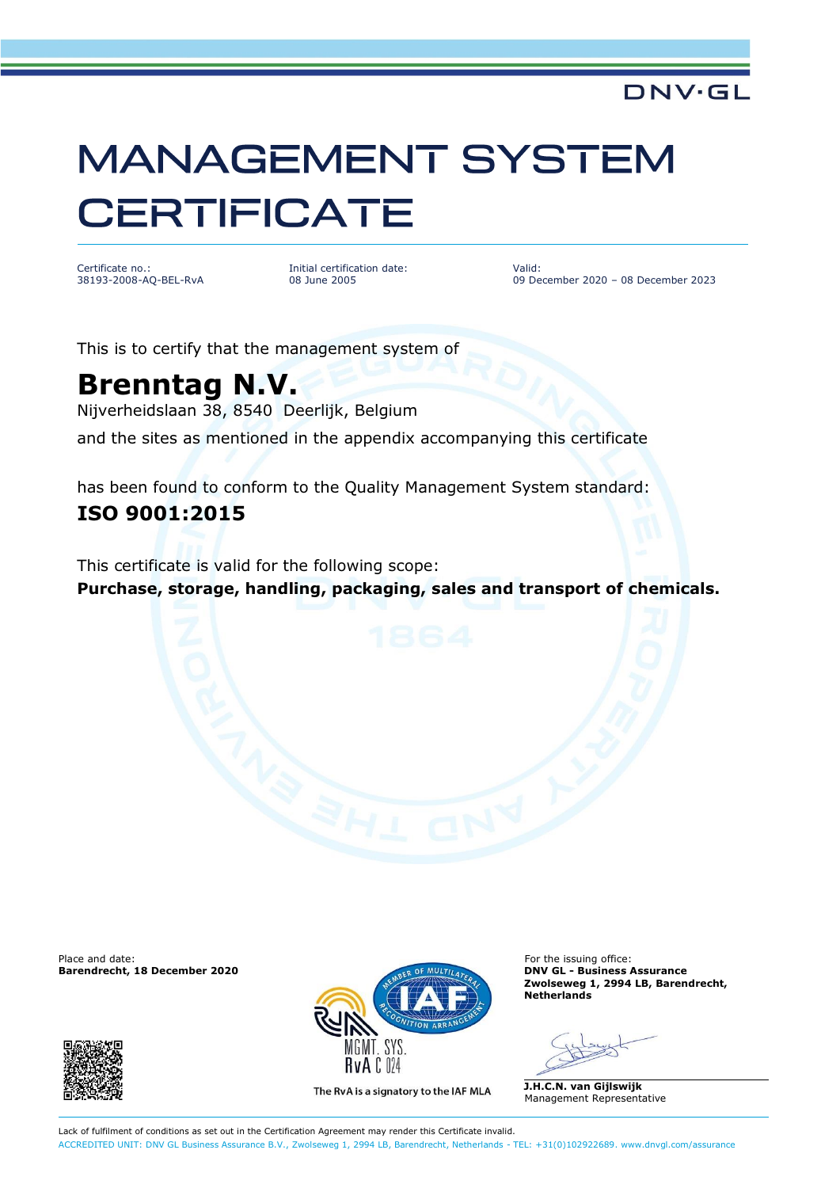DNV·GL

# MANAGEMENT SYSTEM CERTIFICATE

| Certificate no.: | Initial certification date: | Valid: |
| --- | --- | --- |
| 38193-2008-AQ-BEL-RvA | 08 June 2005 | 09 December 2020 – 08 December 2023 |

This is to certify that the management system of

## Brenntag N.V.

Nijverheidslaan 38, 8540 Deerlijk, Belgium

and the sites as mentioned in the appendix accompanying this certificate

has been found to conform to the Quality Management System standard:

**ISO 9001:2015**

This certificate is valid for the following scope:

**Purchase, storage, handling, packaging, sales and transport of chemicals.**

Place and date:
**Barendrecht, 18 December 2020**

MGMT. SYS.
RvA C 024

The RvA is a signatory to the IAF MLA

For the issuing office:
**DNV GL - Business Assurance**
**Zwolseweg 1, 2994 LB, Barendrecht, Netherlands**

**J.H.C.N. van Gijlswijk**
Management Representative

Lack of fulfilment of conditions as set out in the Certification Agreement may render this Certificate invalid.

ACCREDITED UNIT: DNV GL Business Assurance B.V., Zwolseweg 1, 2994 LB, Barendrecht, Netherlands - TEL: +31(0)102922689. www.dnvgl.com/assurance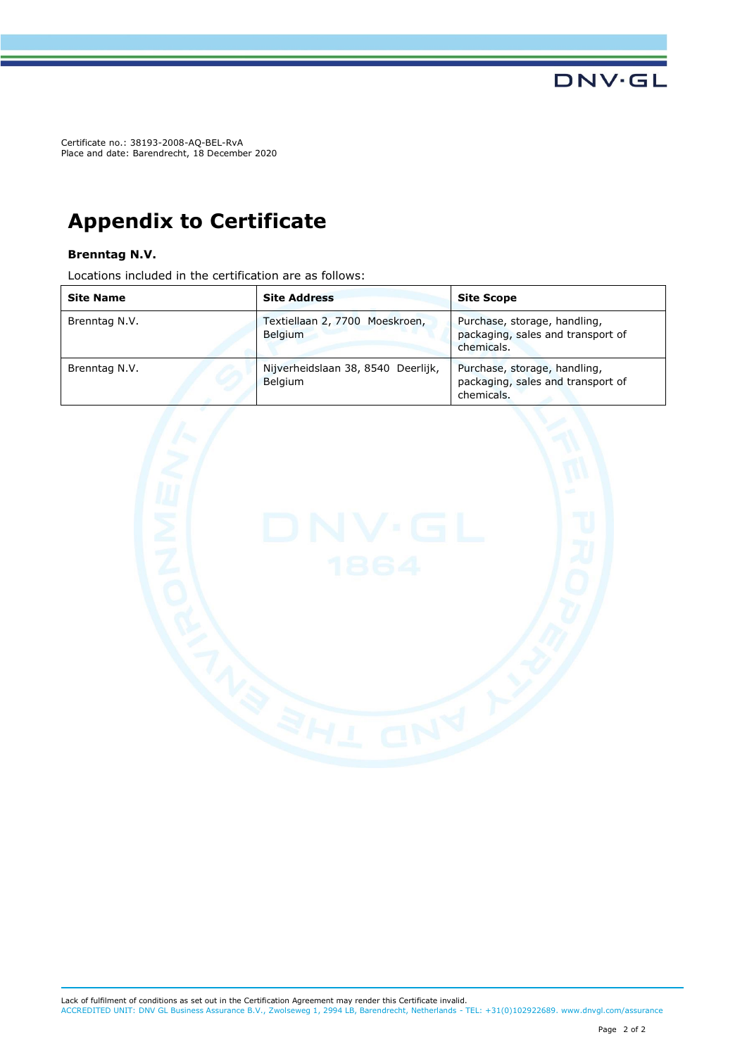Certificate no.: 38193-2008-AQ-BEL-RvA
Place and date: Barendrecht, 18 December 2020

# Appendix to Certificate

**Brenntag N.V.**

Locations included in the certification are as follows:

| Site Name | Site Address | Site Scope |
|---|---|---|
| Brenntag N.V. | Textiellaan 2, 7700 Moeskroen, Belgium | Purchase, storage, handling, packaging, sales and transport of chemicals. |
| Brenntag N.V. | Nijverheidslaan 38, 8540 Deerlijk, Belgium | Purchase, storage, handling, packaging, sales and transport of chemicals. |

Lack of fulfilment of conditions as set out in the Certification Agreement may render this Certificate invalid.
ACCREDITED UNIT: DNV GL Business Assurance B.V., Zwolseweg 1, 2994 LB, Barendrecht, Netherlands - TEL: +31(0)102922689. www.dnvgl.com/assurance